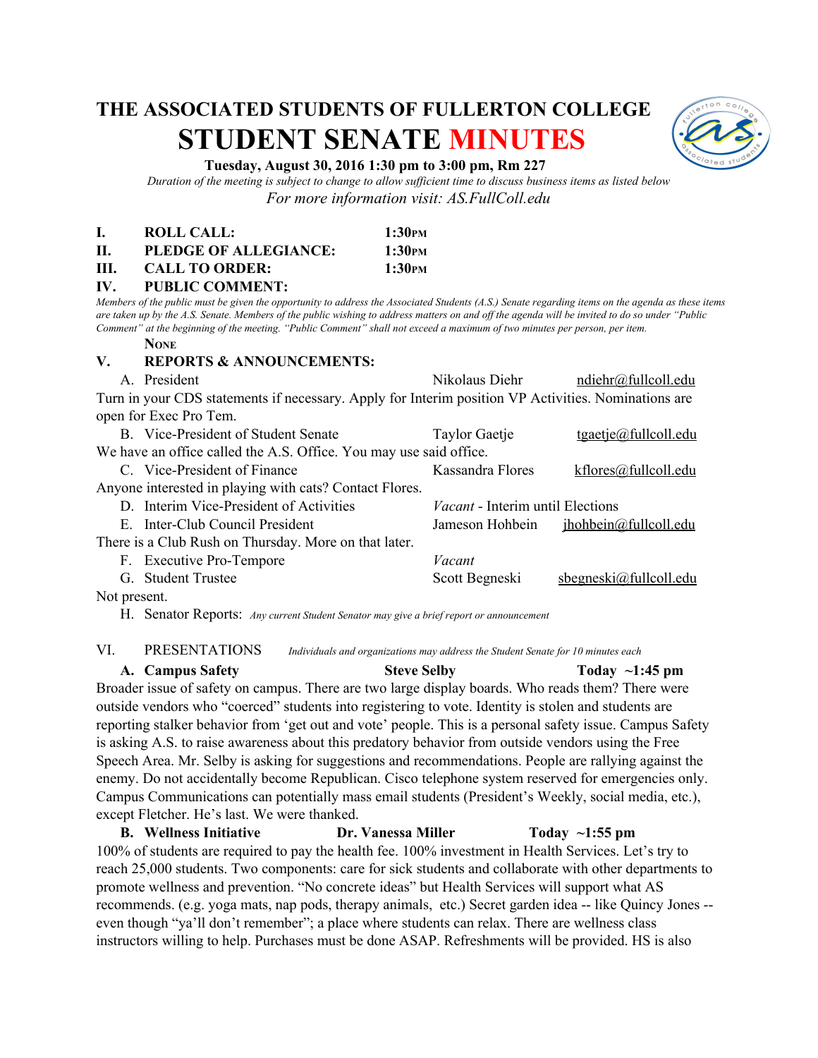# THE ASSOCIATED STUDENTS OF FULLERTON COLLEGE
# STUDENT SENATE MINUTES

**Tuesday, August 30, 2016 1:30 pm to 3:00 pm, Rm 227**

*Duration of the meeting is subject to change to allow sufficient time to discuss business items as listed below*

*For more information visit: AS.FullColl.edu*

**I. ROLL CALL:** **1:30PM**

**II. PLEDGE OF ALLEGIANCE:** **1:30PM**

**III. CALL TO ORDER:** **1:30PM**

**IV. PUBLIC COMMENT:**

*Members of the public must be given the opportunity to address the Associated Students (A.S.) Senate regarding items on the agenda as these items are taken up by the A.S. Senate. Members of the public wishing to address matters on and off the agenda will be invited to do so under "Public Comment" at the beginning of the meeting. "Public Comment" shall not exceed a maximum of two minutes per person, per item.*

**NONE**

**V. REPORTS & ANNOUNCEMENTS:**

A. President — Nikolaus Diehr — ndiehr@fullcoll.edu

Turn in your CDS statements if necessary. Apply for Interim position VP Activities. Nominations are open for Exec Pro Tem.

B. Vice-President of Student Senate — Taylor Gaetje — tgaetje@fullcoll.edu

We have an office called the A.S. Office. You may use said office.

C. Vice-President of Finance — Kassandra Flores — kflores@fullcoll.edu

Anyone interested in playing with cats? Contact Flores.

D. Interim Vice-President of Activities — *Vacant* - Interim until Elections

E. Inter-Club Council President — Jameson Hohbein — jhohbein@fullcoll.edu

There is a Club Rush on Thursday. More on that later.

F. Executive Pro-Tempore — *Vacant*

G. Student Trustee — Scott Begneski — sbegneski@fullcoll.edu

Not present.

H. Senator Reports: *Any current Student Senator may give a brief report or announcement*

VI. PRESENTATIONS *Individuals and organizations may address the Student Senate for 10 minutes each*

**A. Campus Safety — Steve Selby — Today ~1:45 pm**

Broader issue of safety on campus. There are two large display boards. Who reads them? There were outside vendors who "coerced" students into registering to vote. Identity is stolen and students are reporting stalker behavior from 'get out and vote' people. This is a personal safety issue. Campus Safety is asking A.S. to raise awareness about this predatory behavior from outside vendors using the Free Speech Area. Mr. Selby is asking for suggestions and recommendations. People are rallying against the enemy. Do not accidentally become Republican. Cisco telephone system reserved for emergencies only. Campus Communications can potentially mass email students (President's Weekly, social media, etc.), except Fletcher. He's last. We were thanked.

**B. Wellness Initiative — Dr. Vanessa Miller — Today ~1:55 pm**

100% of students are required to pay the health fee. 100% investment in Health Services. Let's try to reach 25,000 students. Two components: care for sick students and collaborate with other departments to promote wellness and prevention. "No concrete ideas" but Health Services will support what AS recommends. (e.g. yoga mats, nap pods, therapy animals, etc.) Secret garden idea -- like Quincy Jones -- even though "ya'll don't remember"; a place where students can relax. There are wellness class instructors willing to help. Purchases must be done ASAP. Refreshments will be provided. HS is also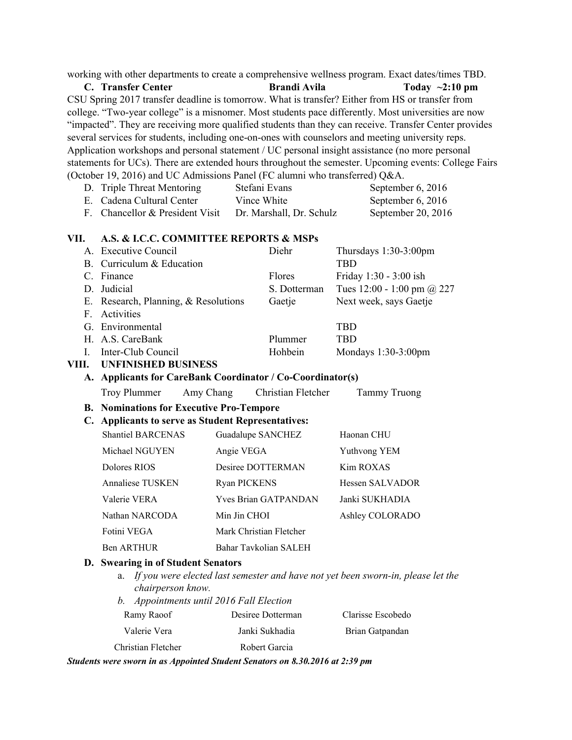working with other departments to create a comprehensive wellness program. Exact dates/times TBD.

**C. Transfer Center** **Brandi Avila** **Today ~2:10 pm**

CSU Spring 2017 transfer deadline is tomorrow. What is transfer? Either from HS or transfer from college. "Two-year college" is a misnomer. Most students pace differently. Most universities are now "impacted". They are receiving more qualified students than they can receive. Transfer Center provides several services for students, including one-on-ones with counselors and meeting university reps. Application workshops and personal statement / UC personal insight assistance (no more personal statements for UCs). There are extended hours throughout the semester. Upcoming events: College Fairs (October 19, 2016) and UC Admissions Panel (FC alumni who transferred) Q&A.

| | | |
|---|---|---|
| D. Triple Threat Mentoring | Stefani Evans | September 6, 2016 |
| E. Cadena Cultural Center | Vince White | September 6, 2016 |
| F. Chancellor & President Visit | Dr. Marshall, Dr. Schulz | September 20, 2016 |

## VII. A.S. & I.C.C. COMMITTEE REPORTS & MSPs

| | | |
|---|---|---|
| A. Executive Council | Diehr | Thursdays 1:30-3:00pm |
| B. Curriculum & Education | | TBD |
| C. Finance | Flores | Friday 1:30 - 3:00 ish |
| D. Judicial | S. Dotterman | Tues 12:00 - 1:00 pm @ 227 |
| E. Research, Planning, & Resolutions | Gaetje | Next week, says Gaetje |
| F. Activities | | |
| G. Environmental | | TBD |
| H. A.S. CareBank | Plummer | TBD |
| I. Inter-Club Council | Hohbein | Mondays 1:30-3:00pm |

## VIII. UNFINISHED BUSINESS

**A. Applicants for CareBank Coordinator / Co-Coordinator(s)**

Troy Plummer | Amy Chang | Christian Fletcher | Tammy Truong

**B. Nominations for Executive Pro-Tempore**

**C. Applicants to serve as Student Representatives:**

| | | |
|---|---|---|
| Shantiel BARCENAS | Guadalupe SANCHEZ | Haonan CHU |
| Michael NGUYEN | Angie VEGA | Yuthvong YEM |
| Dolores RIOS | Desiree DOTTERMAN | Kim ROXAS |
| Annaliese TUSKEN | Ryan PICKENS | Hessen SALVADOR |
| Valerie VERA | Yves Brian GATPANDAN | Janki SUKHADIA |
| Nathan NARCODA | Min Jin CHOI | Ashley COLORADO |
| Fotini VEGA | Mark Christian Fletcher | |
| Ben ARTHUR | Bahar Tavkolian SALEH | |

**D. Swearing in of Student Senators**

a. *If you were elected last semester and have not yet been sworn-in, please let the chairperson know.*

b. *Appointments until 2016 Fall Election*

| | | |
|---|---|---|
| Ramy Raoof | Desiree Dotterman | Clarisse Escobedo |
| Valerie Vera | Janki Sukhadia | Brian Gatpandan |
| Christian Fletcher | Robert Garcia | |

***Students were sworn in as Appointed Student Senators on 8.30.2016 at 2:39 pm***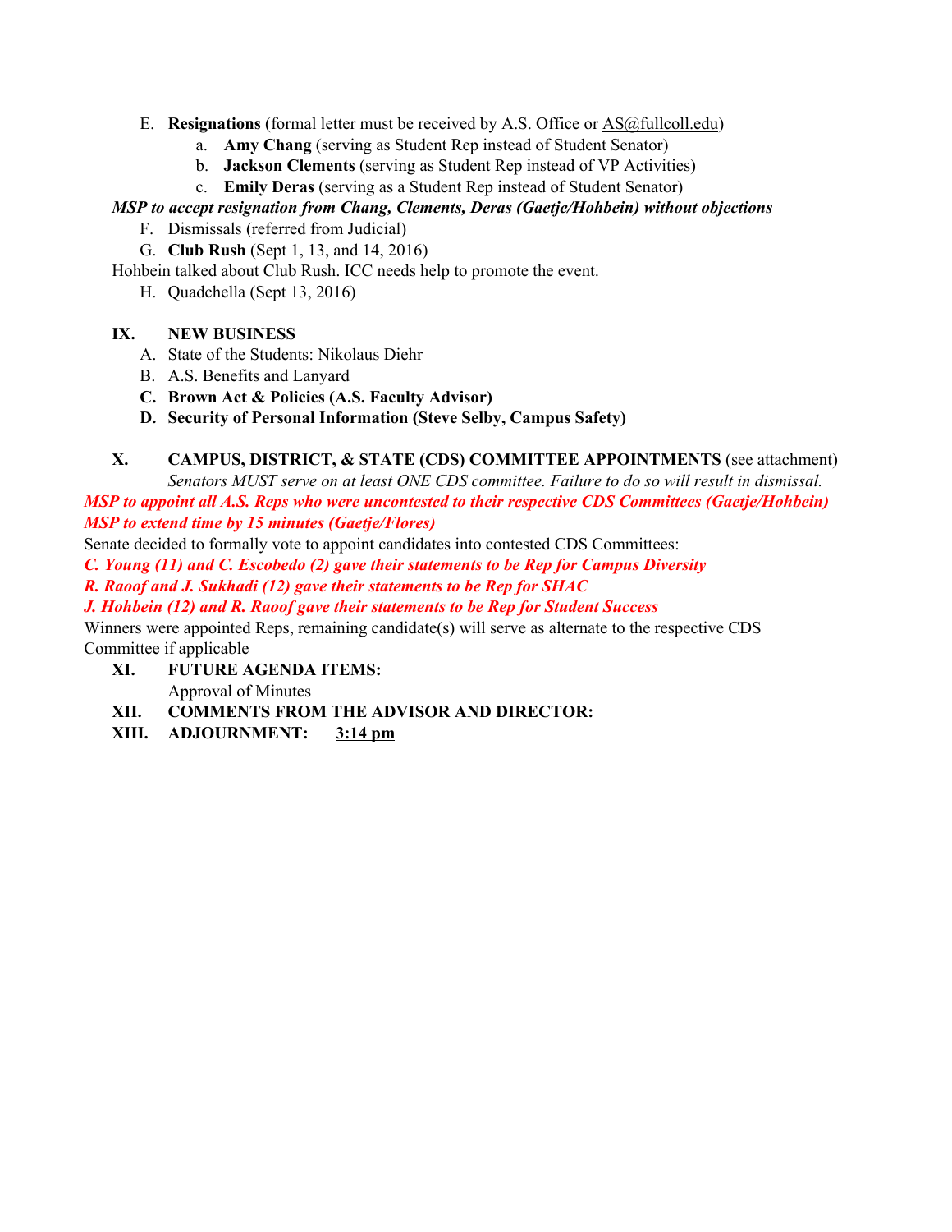E. **Resignations** (formal letter must be received by A.S. Office or AS@fullcoll.edu)
   a. **Amy Chang** (serving as Student Rep instead of Student Senator)
   b. **Jackson Clements** (serving as Student Rep instead of VP Activities)
   c. **Emily Deras** (serving as a Student Rep instead of Student Senator)

***MSP to accept resignation from Chang, Clements, Deras (Gaetje/Hohbein) without objections***

F. Dismissals (referred from Judicial)

G. **Club Rush** (Sept 1, 13, and 14, 2016)

Hohbein talked about Club Rush. ICC needs help to promote the event.

H. Quadchella (Sept 13, 2016)

## IX. NEW BUSINESS

A. State of the Students: Nikolaus Diehr

B. A.S. Benefits and Lanyard

**C. Brown Act & Policies (A.S. Faculty Advisor)**

**D. Security of Personal Information (Steve Selby, Campus Safety)**

## X. CAMPUS, DISTRICT, & STATE (CDS) COMMITTEE APPOINTMENTS (see attachment)

*Senators MUST serve on at least ONE CDS committee. Failure to do so will result in dismissal.*

***MSP to appoint all A.S. Reps who were uncontested to their respective CDS Committees (Gaetje/Hohbein)***

***MSP to extend time by 15 minutes (Gaetje/Flores)***

Senate decided to formally vote to appoint candidates into contested CDS Committees:

***C. Young (11) and C. Escobedo (2) gave their statements to be Rep for Campus Diversity***

***R. Raoof and J. Sukhadi (12) gave their statements to be Rep for SHAC***

***J. Hohbein (12) and R. Raoof gave their statements to be Rep for Student Success***

Winners were appointed Reps, remaining candidate(s) will serve as alternate to the respective CDS Committee if applicable

## XI. FUTURE AGENDA ITEMS:

Approval of Minutes

## XII. COMMENTS FROM THE ADVISOR AND DIRECTOR:

## XIII. ADJOURNMENT: 3:14 pm